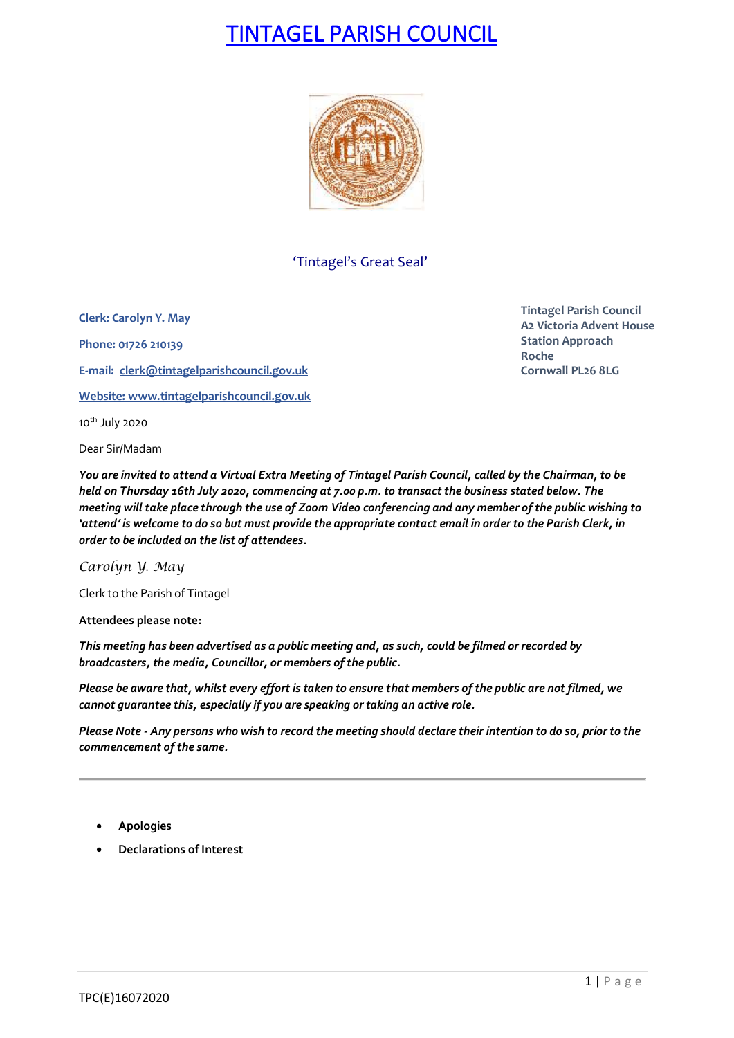# TINTAGEL PARISH COUNCIL

'Tintagel's Great Seal'

**Clerk: Carolyn Y. May**

**Phone: 01726 210139**

**E-mail: clerk@tintagelparishcouncil.gov.uk**

**Website: www.tintagelparishcouncil.gov.uk**

**Tintagel Parish Council**
**A2 Victoria Advent House**
**Station Approach**
**Roche**
**Cornwall PL26 8LG**

10th July 2020

Dear Sir/Madam

***You are invited to attend a Virtual Extra Meeting of Tintagel Parish Council, called by the Chairman, to be held on Thursday 16th July 2020, commencing at 7.00 p.m. to transact the business stated below. The meeting will take place through the use of Zoom Video conferencing and any member of the public wishing to 'attend' is welcome to do so but must provide the appropriate contact email in order to the Parish Clerk, in order to be included on the list of attendees.***

*Carolyn Y. May*

Clerk to the Parish of Tintagel

**Attendees please note:**

***This meeting has been advertised as a public meeting and, as such, could be filmed or recorded by broadcasters, the media, Councillor, or members of the public.***

***Please be aware that, whilst every effort is taken to ensure that members of the public are not filmed, we cannot guarantee this, especially if you are speaking or taking an active role.***

***Please Note - Any persons who wish to record the meeting should declare their intention to do so, prior to the commencement of the same.***

---

- **Apologies**
- **Declarations of Interest**

TPC(E)16072020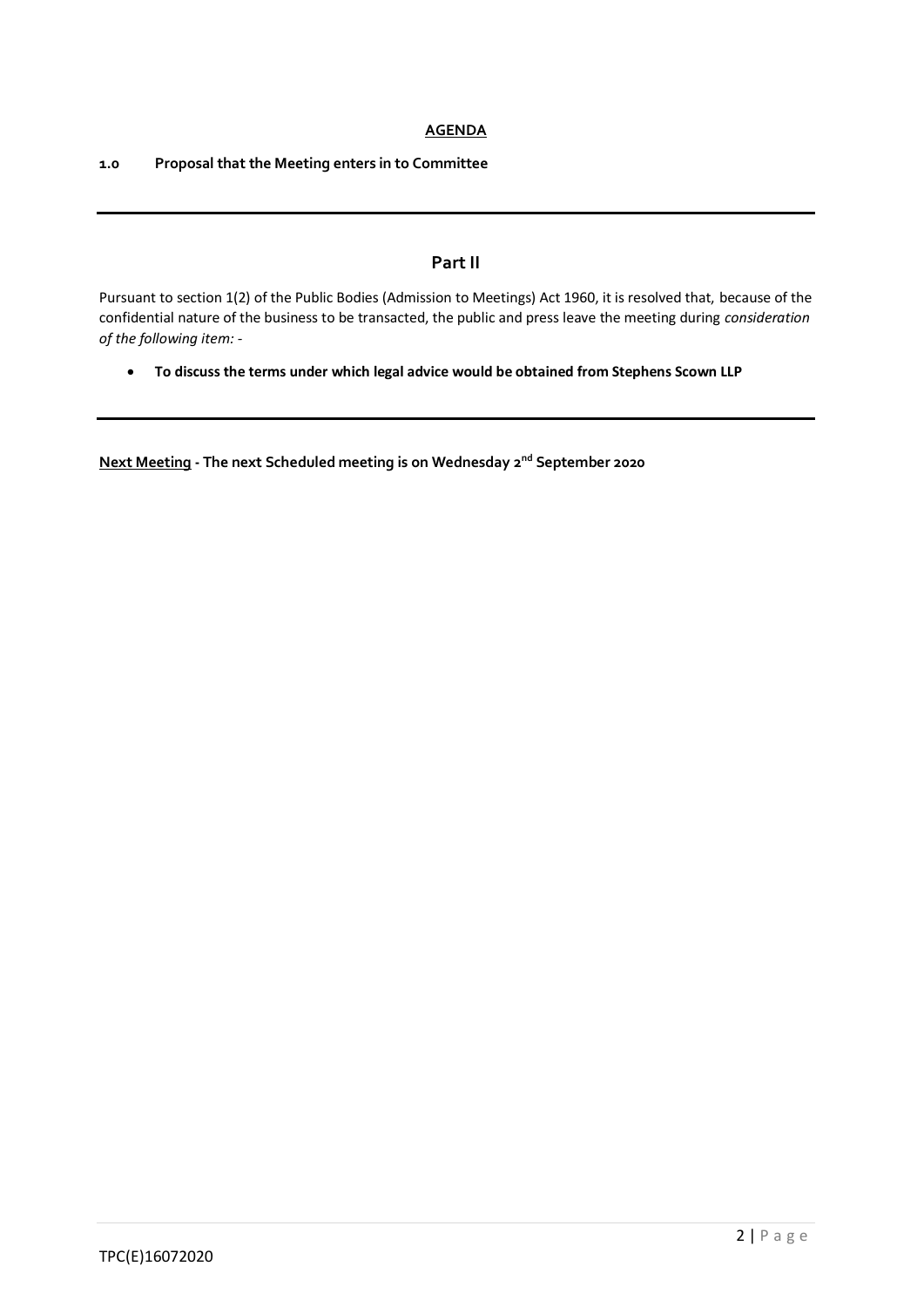**AGENDA**

**1.0 Proposal that the Meeting enters in to Committee**

---

## Part II

Pursuant to section 1(2) of the Public Bodies (Admission to Meetings) Act 1960, it is resolved that, because of the confidential nature of the business to be transacted, the public and press leave the meeting during *consideration of the following item: -*

- **To discuss the terms under which legal advice would be obtained from Stephens Scown LLP**

---

**Next Meeting - The next Scheduled meeting is on Wednesday 2nd September 2020**

TPC(E)16072020